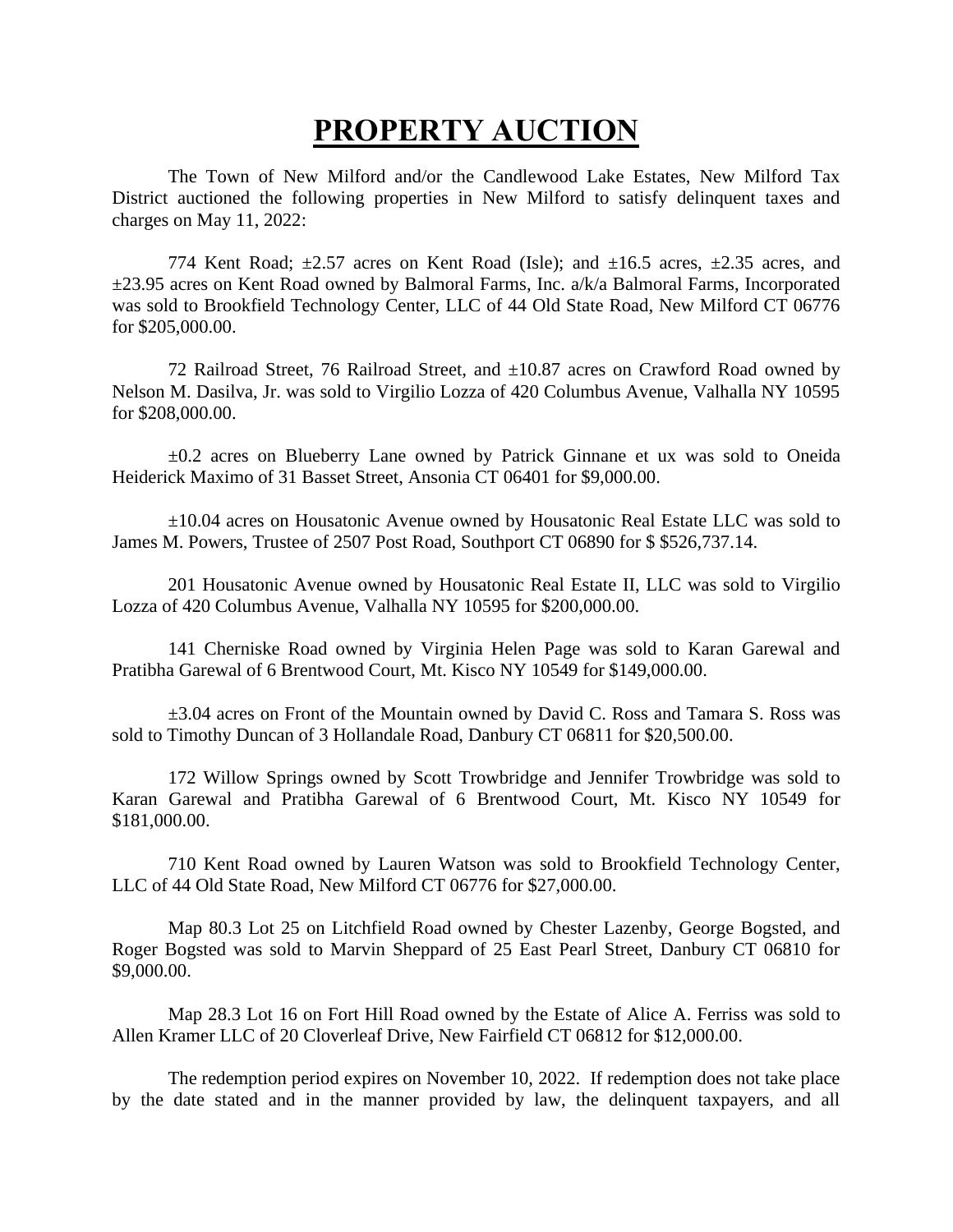# PROPERTY AUCTION

The Town of New Milford and/or the Candlewood Lake Estates, New Milford Tax District auctioned the following properties in New Milford to satisfy delinquent taxes and charges on May 11, 2022:

774 Kent Road; ±2.57 acres on Kent Road (Isle); and ±16.5 acres, ±2.35 acres, and ±23.95 acres on Kent Road owned by Balmoral Farms, Inc. a/k/a Balmoral Farms, Incorporated was sold to Brookfield Technology Center, LLC of 44 Old State Road, New Milford CT 06776 for $205,000.00.

72 Railroad Street, 76 Railroad Street, and ±10.87 acres on Crawford Road owned by Nelson M. Dasilva, Jr. was sold to Virgilio Lozza of 420 Columbus Avenue, Valhalla NY 10595 for $208,000.00.

±0.2 acres on Blueberry Lane owned by Patrick Ginnane et ux was sold to Oneida Heiderick Maximo of 31 Basset Street, Ansonia CT 06401 for $9,000.00.

±10.04 acres on Housatonic Avenue owned by Housatonic Real Estate LLC was sold to James M. Powers, Trustee of 2507 Post Road, Southport CT 06890 for $ $526,737.14.

201 Housatonic Avenue owned by Housatonic Real Estate II, LLC was sold to Virgilio Lozza of 420 Columbus Avenue, Valhalla NY 10595 for $200,000.00.

141 Cherniske Road owned by Virginia Helen Page was sold to Karan Garewal and Pratibha Garewal of 6 Brentwood Court, Mt. Kisco NY 10549 for $149,000.00.

±3.04 acres on Front of the Mountain owned by David C. Ross and Tamara S. Ross was sold to Timothy Duncan of 3 Hollandale Road, Danbury CT 06811 for $20,500.00.

172 Willow Springs owned by Scott Trowbridge and Jennifer Trowbridge was sold to Karan Garewal and Pratibha Garewal of 6 Brentwood Court, Mt. Kisco NY 10549 for $181,000.00.

710 Kent Road owned by Lauren Watson was sold to Brookfield Technology Center, LLC of 44 Old State Road, New Milford CT 06776 for $27,000.00.

Map 80.3 Lot 25 on Litchfield Road owned by Chester Lazenby, George Bogsted, and Roger Bogsted was sold to Marvin Sheppard of 25 East Pearl Street, Danbury CT 06810 for $9,000.00.

Map 28.3 Lot 16 on Fort Hill Road owned by the Estate of Alice A. Ferriss was sold to Allen Kramer LLC of 20 Cloverleaf Drive, New Fairfield CT 06812 for $12,000.00.

The redemption period expires on November 10, 2022. If redemption does not take place by the date stated and in the manner provided by law, the delinquent taxpayers, and all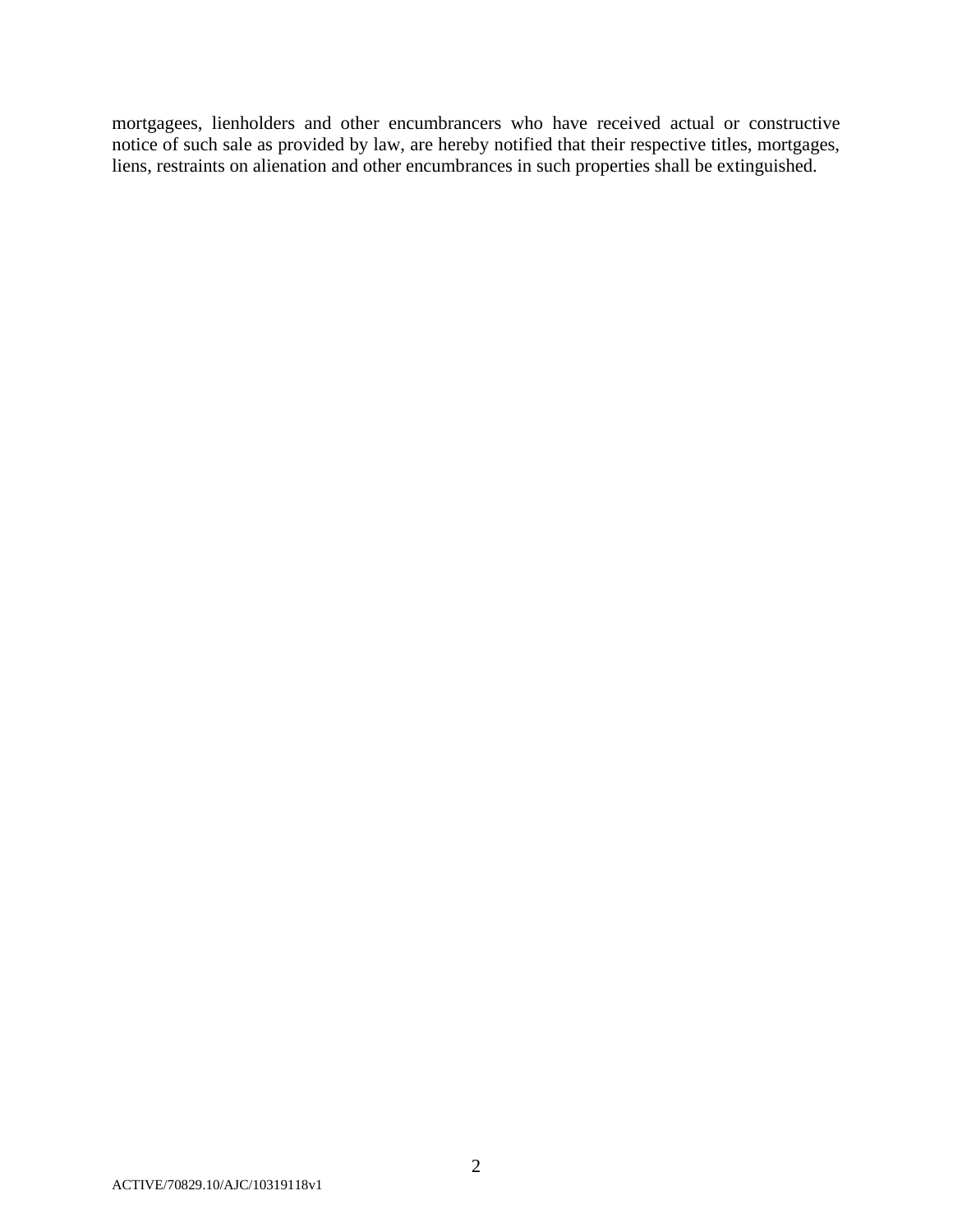mortgagees, lienholders and other encumbrancers who have received actual or constructive notice of such sale as provided by law, are hereby notified that their respective titles, mortgages, liens, restraints on alienation and other encumbrances in such properties shall be extinguished.

ACTIVE/70829.10/AJC/10319118v1